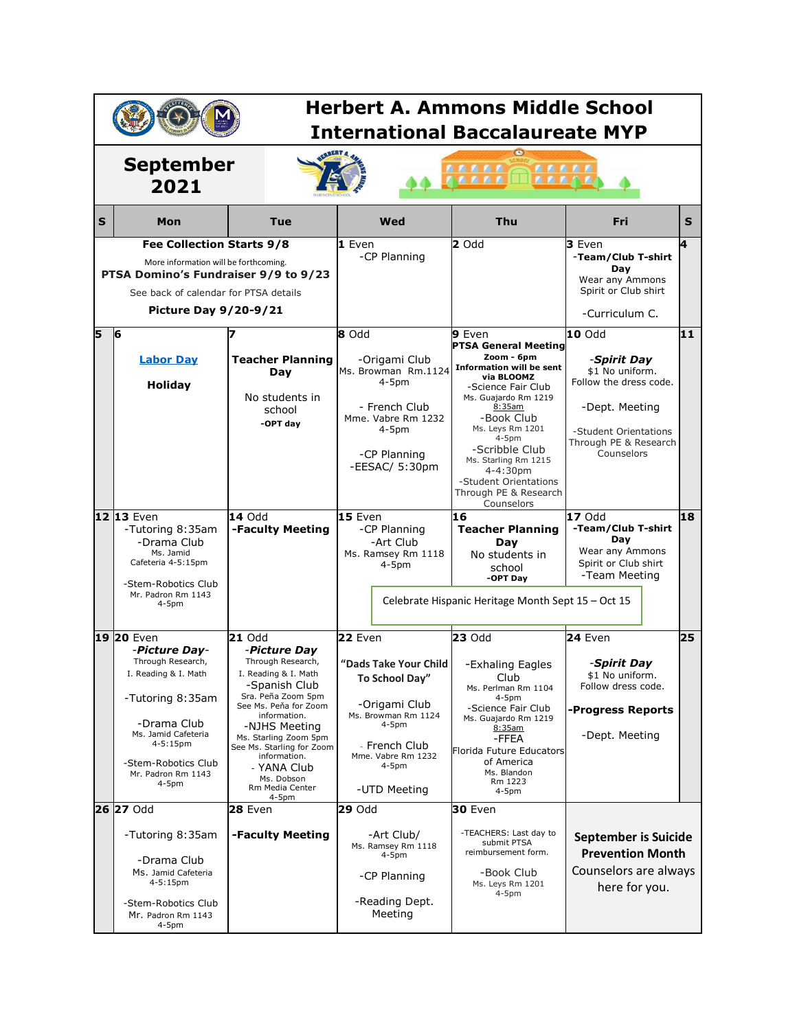# Herbert A. Ammons Middle School
# International Baccalaureate MYP

## September 2021

| S | Mon | Tue | Wed | Thu | Fri | S |
|---|---|---|---|---|---|---|
| | **Fee Collection Starts 9/8**<br>More information will be forthcoming.<br>**PTSA Domino's Fundraiser 9/9 to 9/23**<br>See back of calendar for PTSA details<br>**Picture Day 9/20-9/21** | | **1** Even<br>-CP Planning | **2** Odd | **3** Even<br>**-Team/Club T-shirt Day**<br>Wear any Ammons Spirit or Club shirt<br>-Curriculum C. | **4** |
| **5** | **6**<br>Labor Day<br>**Holiday** | **7**<br>**Teacher Planning Day**<br>No students in school<br>**-OPT day** | **8** Odd<br>-Origami Club<br>Ms. Browman Rm.1124<br>4-5pm<br>- French Club<br>Mme. Vabre Rm 1232<br>4-5pm<br>-CP Planning<br>-EESAC/ 5:30pm | **9** Even<br>**PTSA General Meeting**<br>**Zoom - 6pm**<br>**Information will be sent via BLOOMZ**<br>-Science Fair Club<br>Ms. Guajardo Rm 1219<br>8:35am<br>-Book Club<br>Ms. Leys Rm 1201<br>4-5pm<br>-Scribble Club<br>Ms. Starling Rm 1215<br>4-4:30pm<br>-Student Orientations Through PE & Research Counselors | **10** Odd<br>***-Spirit Day***<br>$1 No uniform.<br>Follow the dress code.<br>-Dept. Meeting<br>-Student Orientations Through PE & Research Counselors | **11** |
| **12** | **13** Even<br>-Tutoring 8:35am<br>-Drama Club<br>Ms. Jamid<br>Cafeteria 4-5:15pm<br>-Stem-Robotics Club<br>Mr. Padron Rm 1143<br>4-5pm | **14** Odd<br>**-Faculty Meeting** | **15** Even<br>-CP Planning<br>-Art Club<br>Ms. Ramsey Rm 1118<br>4-5pm<br>Celebrate Hispanic Heritage Month Sept 15 – Oct 15 | **16**<br>**Teacher Planning Day**<br>No students in school<br>**-OPT Day** | **17** Odd<br>**-Team/Club T-shirt Day**<br>Wear any Ammons Spirit or Club shirt<br>-Team Meeting | **18** |
| **19** | **20** Even<br>***-Picture Day-***<br>Through Research, I. Reading & I. Math<br>-Tutoring 8:35am<br>-Drama Club<br>Ms. Jamid Cafeteria<br>4-5:15pm<br>-Stem-Robotics Club<br>Mr. Padron Rm 1143<br>4-5pm | **21** Odd<br>***-Picture Day***<br>Through Research, I. Reading & I. Math<br>-Spanish Club<br>Sra. Peña Zoom 5pm<br>See Ms. Peña for Zoom information.<br>-NJHS Meeting<br>Ms. Starling Zoom 5pm<br>See Ms. Starling for Zoom information.<br>- YANA Club<br>Ms. Dobson<br>Rm Media Center<br>4-5pm | **22** Even<br>**"Dads Take Your Child To School Day"**<br>-Origami Club<br>Ms. Browman Rm 1124<br>4-5pm<br>- French Club<br>Mme. Vabre Rm 1232<br>4-5pm<br>-UTD Meeting | **23** Odd<br>-Exhaling Eagles Club<br>Ms. Perlman Rm 1104<br>4-5pm<br>-Science Fair Club<br>Ms. Guajardo Rm 1219<br>8:35am<br>-FFEA<br>Florida Future Educators of America<br>Ms. Blandon<br>Rm 1223<br>4-5pm | **24** Even<br>***-Spirit Day***<br>$1 No uniform.<br>Follow dress code.<br>**-Progress Reports**<br>-Dept. Meeting | **25** |
| **26** | **27** Odd<br>-Tutoring 8:35am<br>-Drama Club<br>Ms. Jamid Cafeteria<br>4-5:15pm<br>-Stem-Robotics Club<br>Mr. Padron Rm 1143<br>4-5pm | **28** Even<br>**-Faculty Meeting** | **29** Odd<br>-Art Club/<br>Ms. Ramsey Rm 1118<br>4-5pm<br>-CP Planning<br>-Reading Dept. Meeting | **30** Even<br>-TEACHERS: Last day to submit PTSA reimbursement form.<br>-Book Club<br>Ms. Leys Rm 1201<br>4-5pm | **September is Suicide Prevention Month**<br>Counselors are always here for you. | |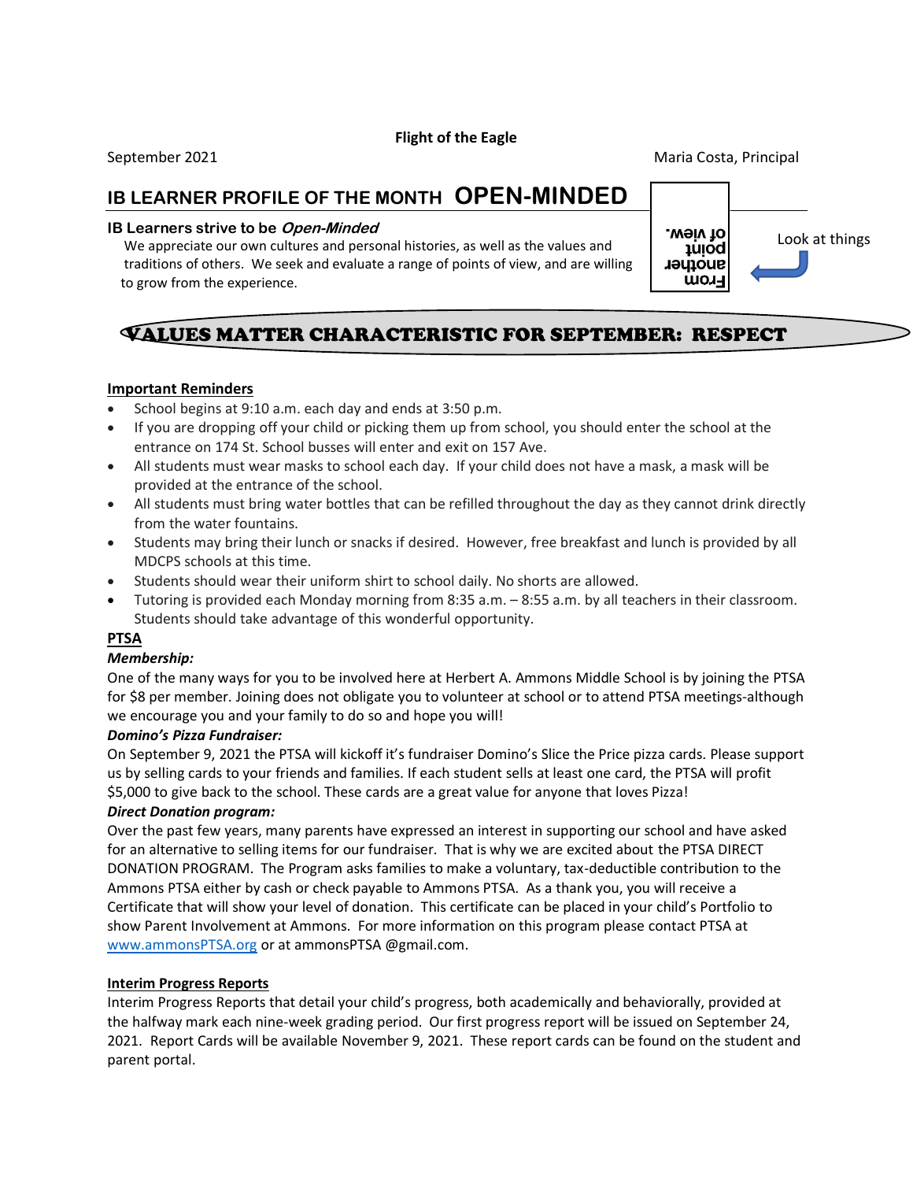**Flight of the Eagle**

September 2021 Maria Costa, Principal

## IB LEARNER PROFILE OF THE MONTH OPEN-MINDED

**IB Learners strive to be *Open-Minded***

We appreciate our own cultures and personal histories, as well as the values and traditions of others. We seek and evaluate a range of points of view, and are willing to grow from the experience.

From another point of view.

Look at things

## VALUES MATTER CHARACTERISTIC FOR SEPTEMBER: RESPECT

**Important Reminders**

- School begins at 9:10 a.m. each day and ends at 3:50 p.m.
- If you are dropping off your child or picking them up from school, you should enter the school at the entrance on 174 St. School busses will enter and exit on 157 Ave.
- All students must wear masks to school each day. If your child does not have a mask, a mask will be provided at the entrance of the school.
- All students must bring water bottles that can be refilled throughout the day as they cannot drink directly from the water fountains.
- Students may bring their lunch or snacks if desired. However, free breakfast and lunch is provided by all MDCPS schools at this time.
- Students should wear their uniform shirt to school daily. No shorts are allowed.
- Tutoring is provided each Monday morning from 8:35 a.m. – 8:55 a.m. by all teachers in their classroom. Students should take advantage of this wonderful opportunity.

**PTSA**

***Membership:***

One of the many ways for you to be involved here at Herbert A. Ammons Middle School is by joining the PTSA for $8 per member. Joining does not obligate you to volunteer at school or to attend PTSA meetings-although we encourage you and your family to do so and hope you will!

***Domino's Pizza Fundraiser:***

On September 9, 2021 the PTSA will kickoff it's fundraiser Domino's Slice the Price pizza cards. Please support us by selling cards to your friends and families. If each student sells at least one card, the PTSA will profit $5,000 to give back to the school. These cards are a great value for anyone that loves Pizza!

***Direct Donation program:***

Over the past few years, many parents have expressed an interest in supporting our school and have asked for an alternative to selling items for our fundraiser. That is why we are excited about the PTSA DIRECT DONATION PROGRAM. The Program asks families to make a voluntary, tax-deductible contribution to the Ammons PTSA either by cash or check payable to Ammons PTSA. As a thank you, you will receive a Certificate that will show your level of donation. This certificate can be placed in your child's Portfolio to show Parent Involvement at Ammons. For more information on this program please contact PTSA at www.ammonsPTSA.org or at ammonsPTSA @gmail.com.

**Interim Progress Reports**

Interim Progress Reports that detail your child's progress, both academically and behaviorally, provided at the halfway mark each nine-week grading period. Our first progress report will be issued on September 24, 2021. Report Cards will be available November 9, 2021. These report cards can be found on the student and parent portal.